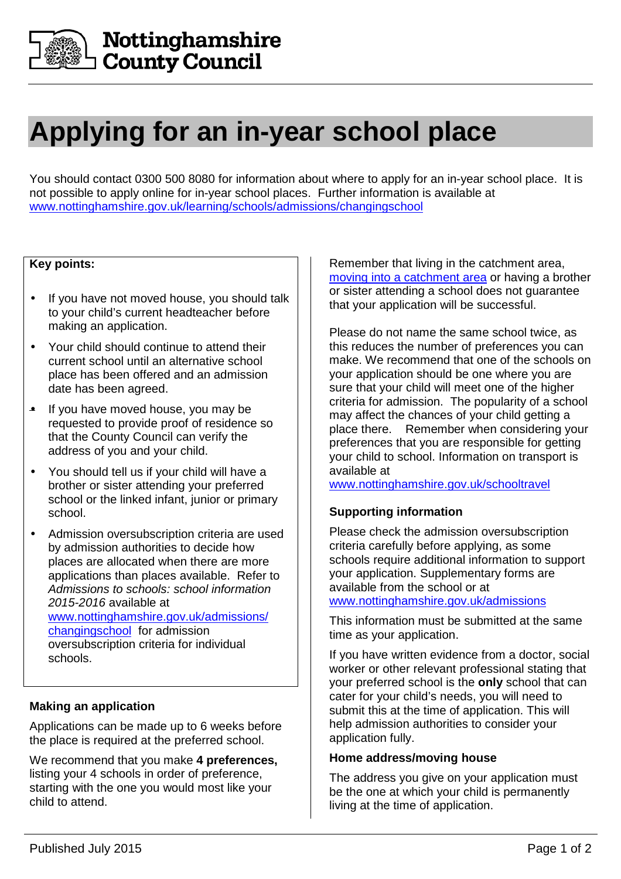Nottinghamshire County Council

# Applying for an in-year school place

You should contact 0300 500 8080 for information about where to apply for an in-year school place. It is not possible to apply online for in-year school places. Further information is available at [www.nottinghamshire.gov.uk/learning/schools/admissions/changingschool](www.nottinghamshire.gov.uk/learning/schools/admissions/changingschool)

**Key points:**

- If you have not moved house, you should talk to your child's current headteacher before making an application.
- Your child should continue to attend their current school until an alternative school place has been offered and an admission date has been agreed.
- If you have moved house, you may be requested to provide proof of residence so that the County Council can verify the address of you and your child.
- You should tell us if your child will have a brother or sister attending your preferred school or the linked infant, junior or primary school.
- Admission oversubscription criteria are used by admission authorities to decide how places are allocated when there are more applications than places available. Refer to *Admissions to schools: school information 2015-2016* available at [www.nottinghamshire.gov.uk/admissions/changingschool](www.nottinghamshire.gov.uk/admissions/changingschool) for admission oversubscription criteria for individual schools.

### Making an application

Applications can be made up to 6 weeks before the place is required at the preferred school.

We recommend that you make **4 preferences,** listing your 4 schools in order of preference, starting with the one you would most like your child to attend.

Remember that living in the catchment area, moving into a catchment area or having a brother or sister attending a school does not guarantee that your application will be successful.

Please do not name the same school twice, as this reduces the number of preferences you can make. We recommend that one of the schools on your application should be one where you are sure that your child will meet one of the higher criteria for admission. The popularity of a school may affect the chances of your child getting a place there. Remember when considering your preferences that you are responsible for getting your child to school. Information on transport is available at [www.nottinghamshire.gov.uk/schooltravel](www.nottinghamshire.gov.uk/schooltravel)

### Supporting information

Please check the admission oversubscription criteria carefully before applying, as some schools require additional information to support your application. Supplementary forms are available from the school or at [www.nottinghamshire.gov.uk/admissions](www.nottinghamshire.gov.uk/admissions)

This information must be submitted at the same time as your application.

If you have written evidence from a doctor, social worker or other relevant professional stating that your preferred school is the **only** school that can cater for your child's needs, you will need to submit this at the time of application. This will help admission authorities to consider your application fully.

### Home address/moving house

The address you give on your application must be the one at which your child is permanently living at the time of application.

Published July 2015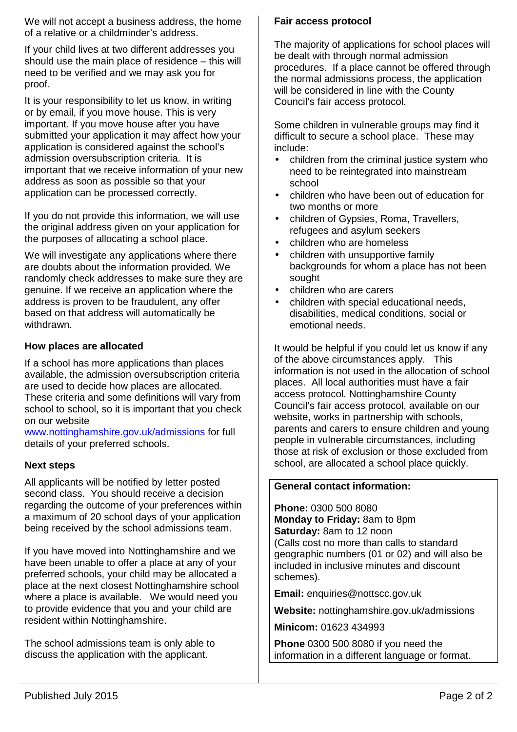We will not accept a business address, the home of a relative or a childminder's address.

If your child lives at two different addresses you should use the main place of residence – this will need to be verified and we may ask you for proof.

It is your responsibility to let us know, in writing or by email, if you move house. This is very important. If you move house after you have submitted your application it may affect how your application is considered against the school's admission oversubscription criteria. It is important that we receive information of your new address as soon as possible so that your application can be processed correctly.

If you do not provide this information, we will use the original address given on your application for the purposes of allocating a school place.

We will investigate any applications where there are doubts about the information provided. We randomly check addresses to make sure they are genuine. If we receive an application where the address is proven to be fraudulent, any offer based on that address will automatically be withdrawn.

### How places are allocated

If a school has more applications than places available, the admission oversubscription criteria are used to decide how places are allocated. These criteria and some definitions will vary from school to school, so it is important that you check on our website [www.nottinghamshire.gov.uk/admissions](www.nottinghamshire.gov.uk/admissions) for full details of your preferred schools.

### Next steps

All applicants will be notified by letter posted second class. You should receive a decision regarding the outcome of your preferences within a maximum of 20 school days of your application being received by the school admissions team.

If you have moved into Nottinghamshire and we have been unable to offer a place at any of your preferred schools, your child may be allocated a place at the next closest Nottinghamshire school where a place is available. We would need you to provide evidence that you and your child are resident within Nottinghamshire.

The school admissions team is only able to discuss the application with the applicant.

### Fair access protocol

The majority of applications for school places will be dealt with through normal admission procedures. If a place cannot be offered through the normal admissions process, the application will be considered in line with the County Council's fair access protocol.

Some children in vulnerable groups may find it difficult to secure a school place. These may include:

- children from the criminal justice system who need to be reintegrated into mainstream school
- children who have been out of education for two months or more
- children of Gypsies, Roma, Travellers, refugees and asylum seekers
- children who are homeless
- children with unsupportive family backgrounds for whom a place has not been sought
- children who are carers
- children with special educational needs, disabilities, medical conditions, social or emotional needs.

It would be helpful if you could let us know if any of the above circumstances apply. This information is not used in the allocation of school places. All local authorities must have a fair access protocol. Nottinghamshire County Council's fair access protocol, available on our website, works in partnership with schools, parents and carers to ensure children and young people in vulnerable circumstances, including those at risk of exclusion or those excluded from school, are allocated a school place quickly.

**General contact information:**

**Phone:** 0300 500 8080
**Monday to Friday:** 8am to 8pm
**Saturday:** 8am to 12 noon
(Calls cost no more than calls to standard geographic numbers (01 or 02) and will also be included in inclusive minutes and discount schemes).

**Email:** enquiries@nottscc.gov.uk

**Website:** nottinghamshire.gov.uk/admissions

**Minicom:** 01623 434993

**Phone** 0300 500 8080 if you need the information in a different language or format.

Published July 2015